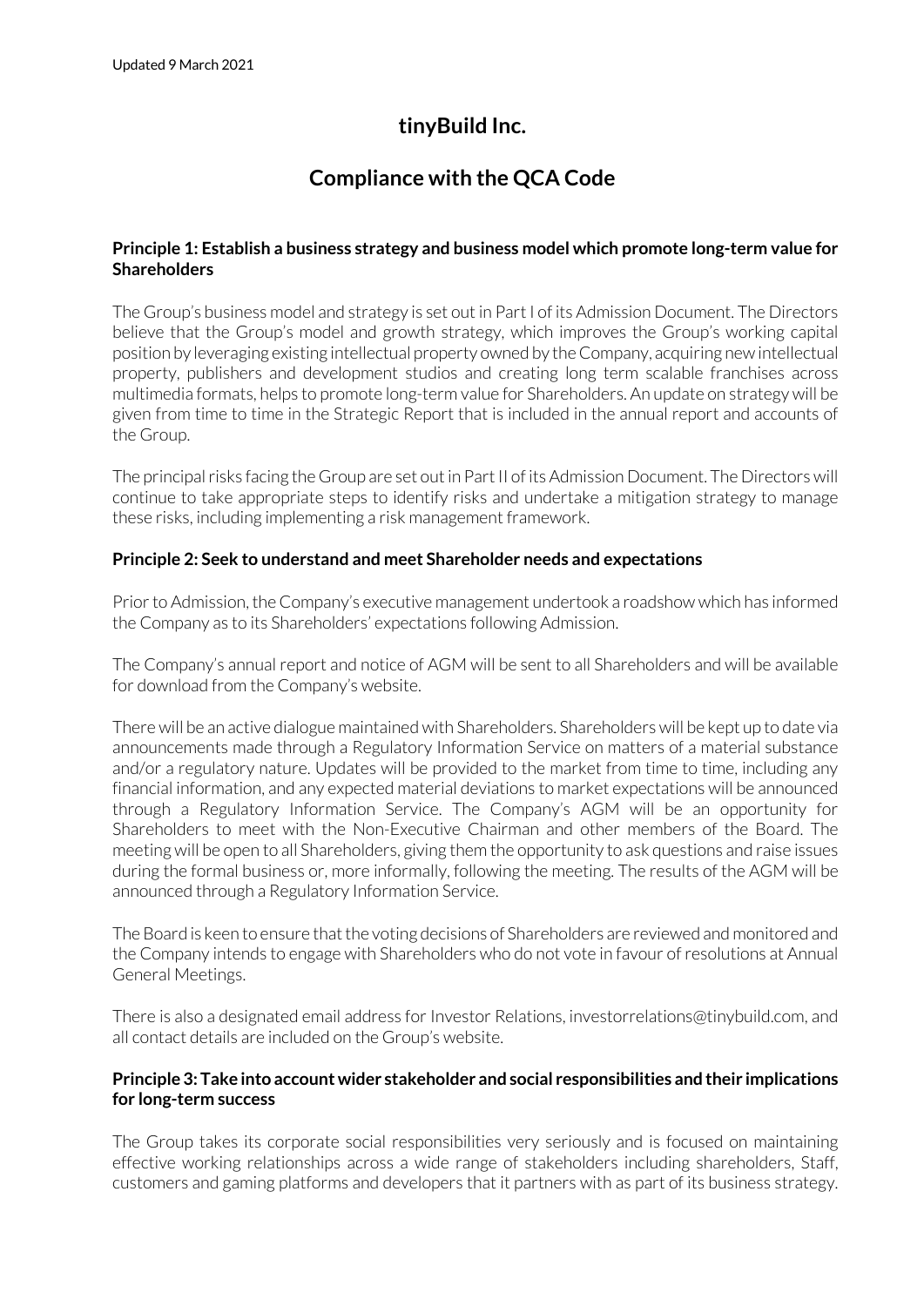Updated 9 March 2021

# tinyBuild Inc.

# Compliance with the QCA Code

**Principle 1: Establish a business strategy and business model which promote long-term value for Shareholders**

The Group's business model and strategy is set out in Part I of its Admission Document. The Directors believe that the Group's model and growth strategy, which improves the Group's working capital position by leveraging existing intellectual property owned by the Company, acquiring new intellectual property, publishers and development studios and creating long term scalable franchises across multimedia formats, helps to promote long-term value for Shareholders. An update on strategy will be given from time to time in the Strategic Report that is included in the annual report and accounts of the Group.

The principal risks facing the Group are set out in Part II of its Admission Document. The Directors will continue to take appropriate steps to identify risks and undertake a mitigation strategy to manage these risks, including implementing a risk management framework.

**Principle 2: Seek to understand and meet Shareholder needs and expectations**

Prior to Admission, the Company's executive management undertook a roadshow which has informed the Company as to its Shareholders' expectations following Admission.

The Company's annual report and notice of AGM will be sent to all Shareholders and will be available for download from the Company's website.

There will be an active dialogue maintained with Shareholders. Shareholders will be kept up to date via announcements made through a Regulatory Information Service on matters of a material substance and/or a regulatory nature. Updates will be provided to the market from time to time, including any financial information, and any expected material deviations to market expectations will be announced through a Regulatory Information Service. The Company's AGM will be an opportunity for Shareholders to meet with the Non-Executive Chairman and other members of the Board. The meeting will be open to all Shareholders, giving them the opportunity to ask questions and raise issues during the formal business or, more informally, following the meeting. The results of the AGM will be announced through a Regulatory Information Service.

The Board is keen to ensure that the voting decisions of Shareholders are reviewed and monitored and the Company intends to engage with Shareholders who do not vote in favour of resolutions at Annual General Meetings.

There is also a designated email address for Investor Relations, investorrelations@tinybuild.com, and all contact details are included on the Group's website.

**Principle 3: Take into account wider stakeholder and social responsibilities and their implications for long-term success**

The Group takes its corporate social responsibilities very seriously and is focused on maintaining effective working relationships across a wide range of stakeholders including shareholders, Staff, customers and gaming platforms and developers that it partners with as part of its business strategy.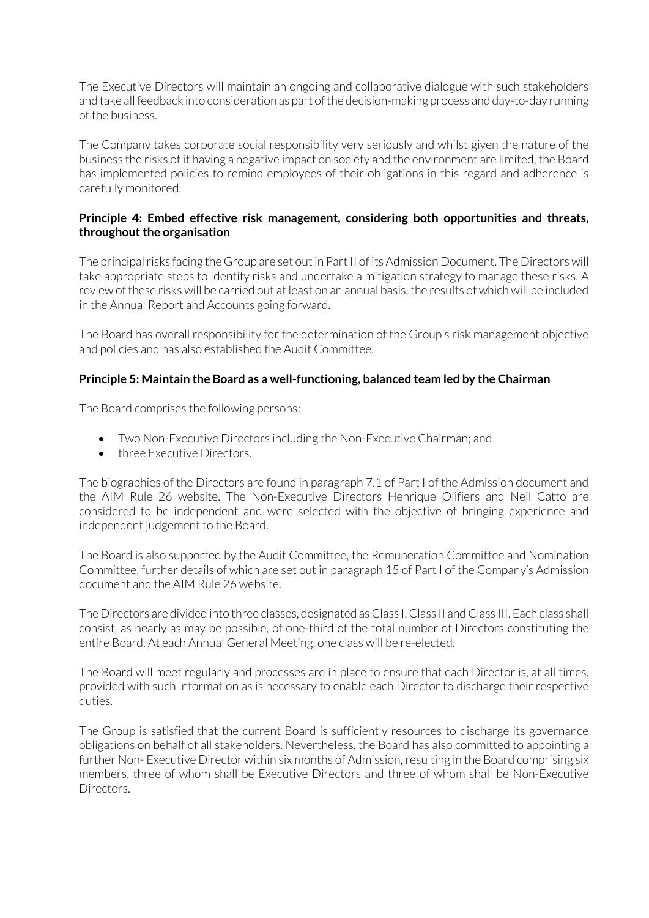The Executive Directors will maintain an ongoing and collaborative dialogue with such stakeholders and take all feedback into consideration as part of the decision-making process and day-to-day running of the business.

The Company takes corporate social responsibility very seriously and whilst given the nature of the business the risks of it having a negative impact on society and the environment are limited, the Board has implemented policies to remind employees of their obligations in this regard and adherence is carefully monitored.

**Principle 4: Embed effective risk management, considering both opportunities and threats, throughout the organisation**

The principal risks facing the Group are set out in Part II of its Admission Document. The Directors will take appropriate steps to identify risks and undertake a mitigation strategy to manage these risks. A review of these risks will be carried out at least on an annual basis, the results of which will be included in the Annual Report and Accounts going forward.

The Board has overall responsibility for the determination of the Group's risk management objective and policies and has also established the Audit Committee.

**Principle 5: Maintain the Board as a well-functioning, balanced team led by the Chairman**

The Board comprises the following persons:

- Two Non-Executive Directors including the Non-Executive Chairman; and
- three Executive Directors.

The biographies of the Directors are found in paragraph 7.1 of Part I of the Admission document and the AIM Rule 26 website. The Non-Executive Directors Henrique Olifiers and Neil Catto are considered to be independent and were selected with the objective of bringing experience and independent judgement to the Board.

The Board is also supported by the Audit Committee, the Remuneration Committee and Nomination Committee, further details of which are set out in paragraph 15 of Part I of the Company's Admission document and the AIM Rule 26 website.

The Directors are divided into three classes, designated as Class I, Class II and Class III. Each class shall consist, as nearly as may be possible, of one-third of the total number of Directors constituting the entire Board. At each Annual General Meeting, one class will be re-elected.

The Board will meet regularly and processes are in place to ensure that each Director is, at all times, provided with such information as is necessary to enable each Director to discharge their respective duties.

The Group is satisfied that the current Board is sufficiently resources to discharge its governance obligations on behalf of all stakeholders. Nevertheless, the Board has also committed to appointing a further Non- Executive Director within six months of Admission, resulting in the Board comprising six members, three of whom shall be Executive Directors and three of whom shall be Non-Executive Directors.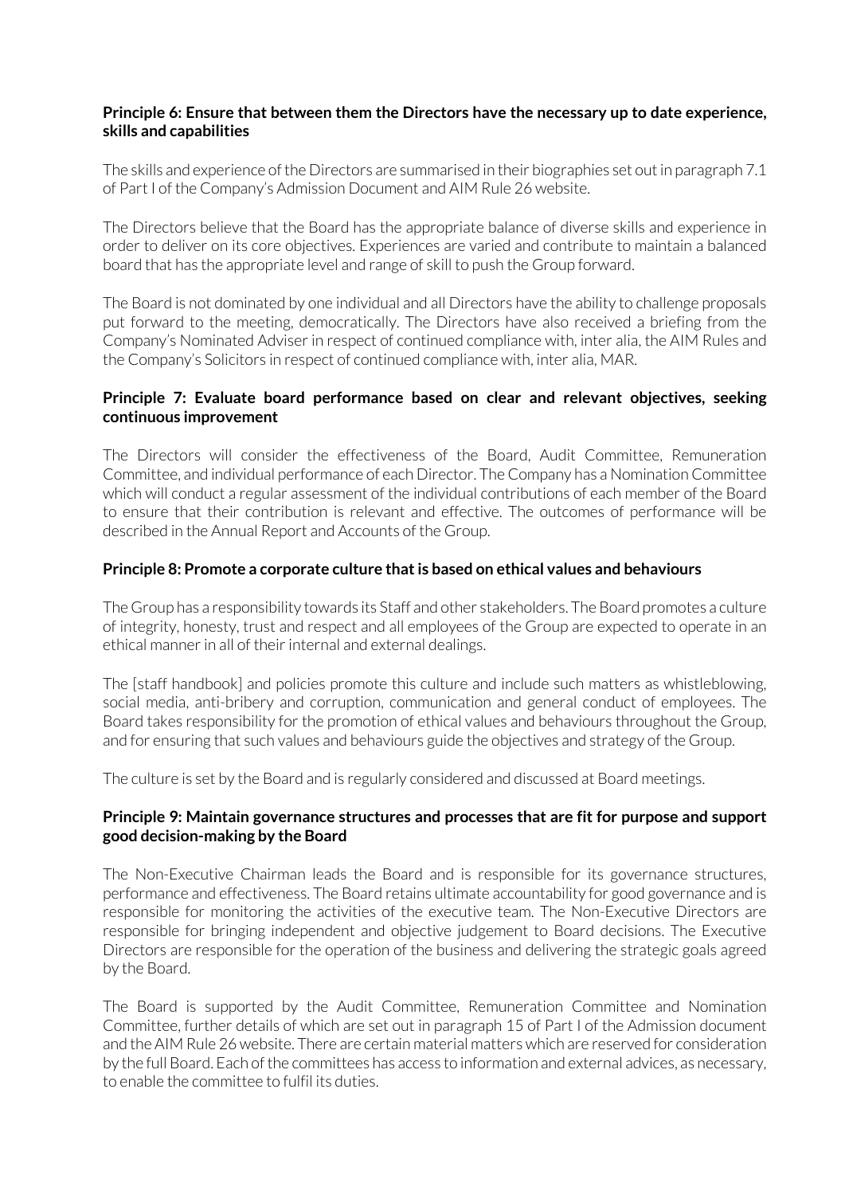**Principle 6: Ensure that between them the Directors have the necessary up to date experience, skills and capabilities**

The skills and experience of the Directors are summarised in their biographies set out in paragraph 7.1 of Part I of the Company's Admission Document and AIM Rule 26 website.

The Directors believe that the Board has the appropriate balance of diverse skills and experience in order to deliver on its core objectives. Experiences are varied and contribute to maintain a balanced board that has the appropriate level and range of skill to push the Group forward.

The Board is not dominated by one individual and all Directors have the ability to challenge proposals put forward to the meeting, democratically. The Directors have also received a briefing from the Company's Nominated Adviser in respect of continued compliance with, inter alia, the AIM Rules and the Company's Solicitors in respect of continued compliance with, inter alia, MAR.

**Principle 7: Evaluate board performance based on clear and relevant objectives, seeking continuous improvement**

The Directors will consider the effectiveness of the Board, Audit Committee, Remuneration Committee, and individual performance of each Director. The Company has a Nomination Committee which will conduct a regular assessment of the individual contributions of each member of the Board to ensure that their contribution is relevant and effective. The outcomes of performance will be described in the Annual Report and Accounts of the Group.

**Principle 8: Promote a corporate culture that is based on ethical values and behaviours**

The Group has a responsibility towards its Staff and other stakeholders. The Board promotes a culture of integrity, honesty, trust and respect and all employees of the Group are expected to operate in an ethical manner in all of their internal and external dealings.

The [staff handbook] and policies promote this culture and include such matters as whistleblowing, social media, anti-bribery and corruption, communication and general conduct of employees. The Board takes responsibility for the promotion of ethical values and behaviours throughout the Group, and for ensuring that such values and behaviours guide the objectives and strategy of the Group.

The culture is set by the Board and is regularly considered and discussed at Board meetings.

**Principle 9: Maintain governance structures and processes that are fit for purpose and support good decision-making by the Board**

The Non-Executive Chairman leads the Board and is responsible for its governance structures, performance and effectiveness. The Board retains ultimate accountability for good governance and is responsible for monitoring the activities of the executive team. The Non-Executive Directors are responsible for bringing independent and objective judgement to Board decisions. The Executive Directors are responsible for the operation of the business and delivering the strategic goals agreed by the Board.

The Board is supported by the Audit Committee, Remuneration Committee and Nomination Committee, further details of which are set out in paragraph 15 of Part I of the Admission document and the AIM Rule 26 website. There are certain material matters which are reserved for consideration by the full Board. Each of the committees has access to information and external advices, as necessary, to enable the committee to fulfil its duties.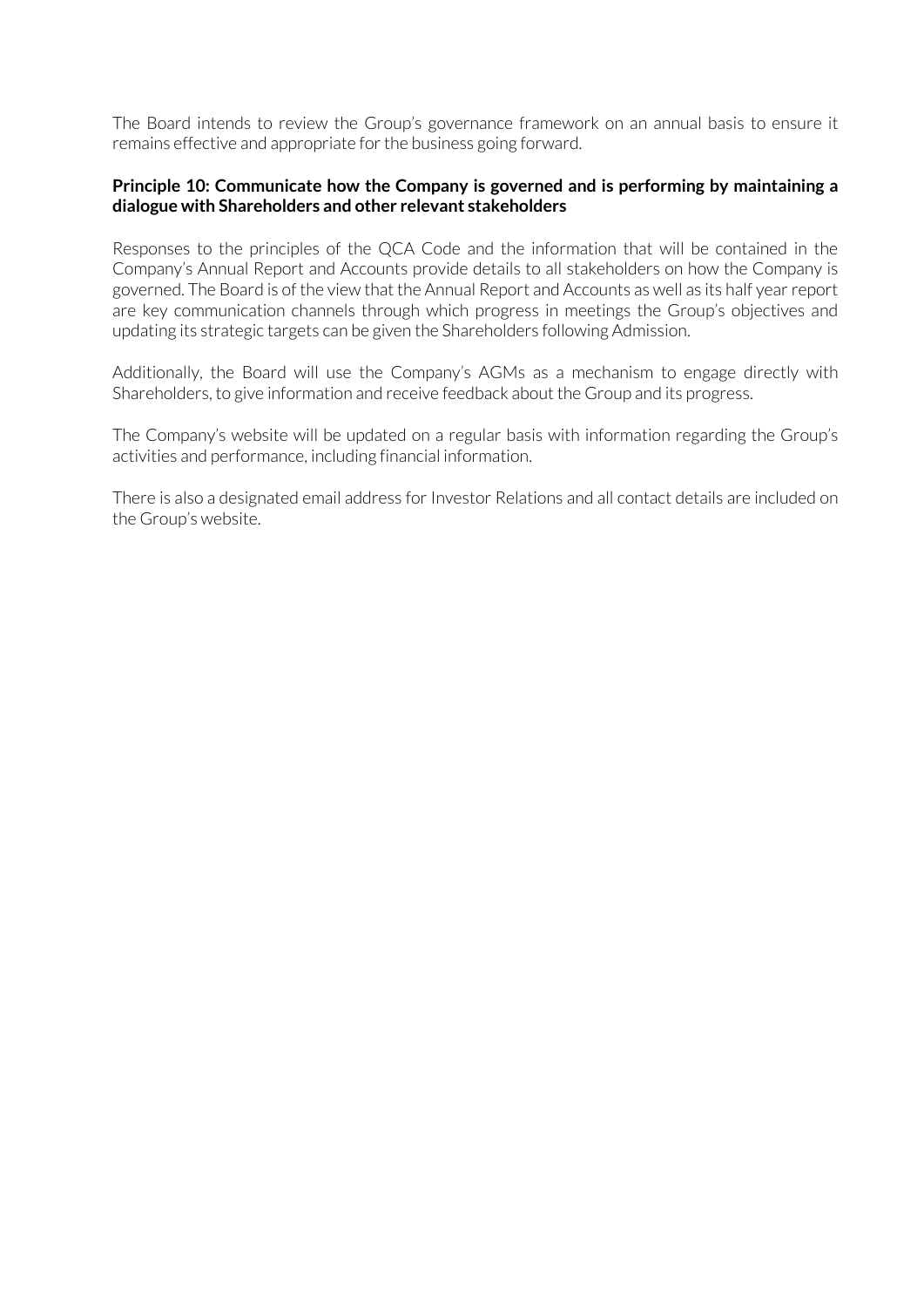The Board intends to review the Group's governance framework on an annual basis to ensure it remains effective and appropriate for the business going forward.

**Principle 10: Communicate how the Company is governed and is performing by maintaining a dialogue with Shareholders and other relevant stakeholders**

Responses to the principles of the QCA Code and the information that will be contained in the Company's Annual Report and Accounts provide details to all stakeholders on how the Company is governed. The Board is of the view that the Annual Report and Accounts as well as its half year report are key communication channels through which progress in meetings the Group's objectives and updating its strategic targets can be given the Shareholders following Admission.

Additionally, the Board will use the Company's AGMs as a mechanism to engage directly with Shareholders, to give information and receive feedback about the Group and its progress.

The Company's website will be updated on a regular basis with information regarding the Group's activities and performance, including financial information.

There is also a designated email address for Investor Relations and all contact details are included on the Group's website.